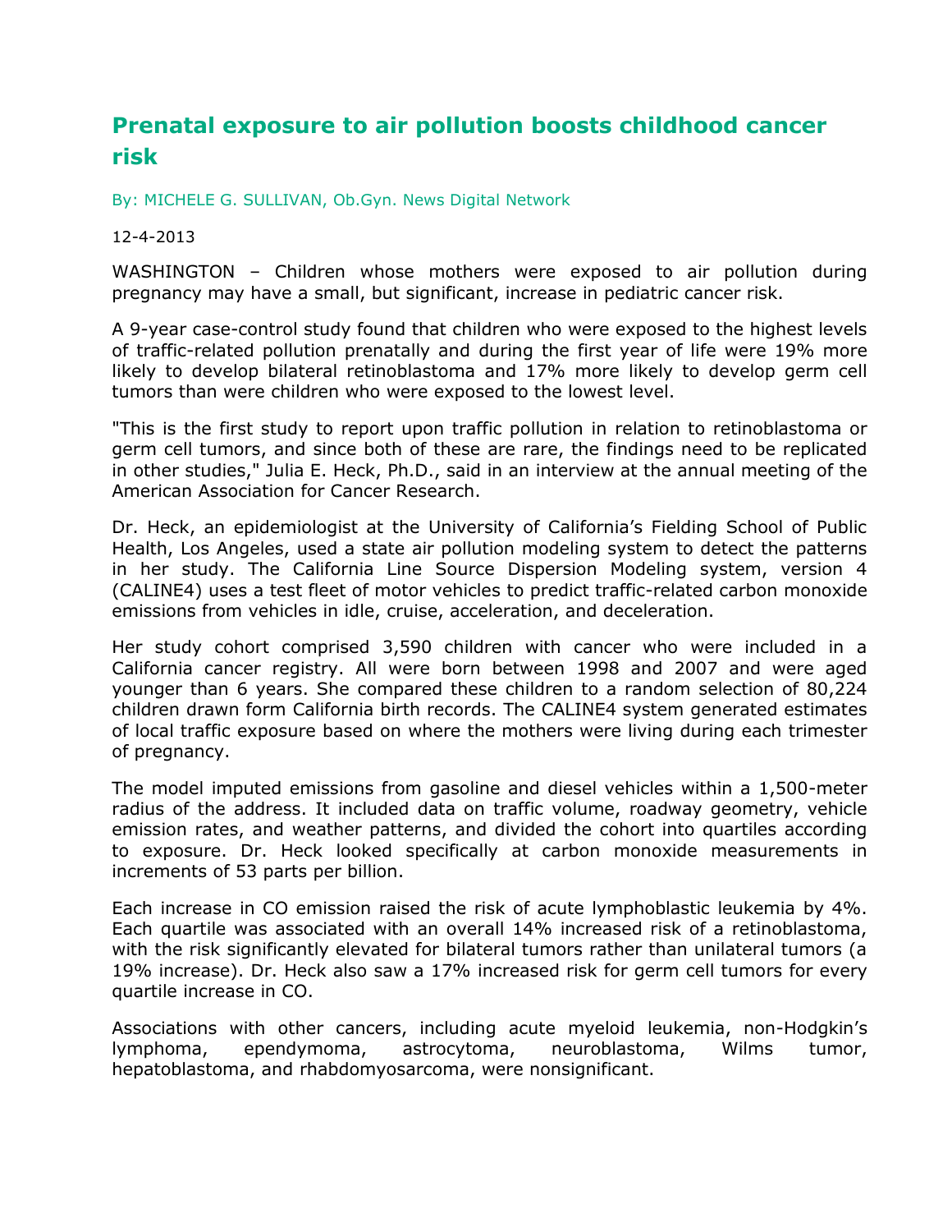# Prenatal exposure to air pollution boosts childhood cancer risk

By: MICHELE G. SULLIVAN, Ob.Gyn. News Digital Network

12-4-2013

WASHINGTON – Children whose mothers were exposed to air pollution during pregnancy may have a small, but significant, increase in pediatric cancer risk.

A 9-year case-control study found that children who were exposed to the highest levels of traffic-related pollution prenatally and during the first year of life were 19% more likely to develop bilateral retinoblastoma and 17% more likely to develop germ cell tumors than were children who were exposed to the lowest level.

"This is the first study to report upon traffic pollution in relation to retinoblastoma or germ cell tumors, and since both of these are rare, the findings need to be replicated in other studies," Julia E. Heck, Ph.D., said in an interview at the annual meeting of the American Association for Cancer Research.

Dr. Heck, an epidemiologist at the University of California's Fielding School of Public Health, Los Angeles, used a state air pollution modeling system to detect the patterns in her study. The California Line Source Dispersion Modeling system, version 4 (CALINE4) uses a test fleet of motor vehicles to predict traffic-related carbon monoxide emissions from vehicles in idle, cruise, acceleration, and deceleration.

Her study cohort comprised 3,590 children with cancer who were included in a California cancer registry. All were born between 1998 and 2007 and were aged younger than 6 years. She compared these children to a random selection of 80,224 children drawn form California birth records. The CALINE4 system generated estimates of local traffic exposure based on where the mothers were living during each trimester of pregnancy.

The model imputed emissions from gasoline and diesel vehicles within a 1,500-meter radius of the address. It included data on traffic volume, roadway geometry, vehicle emission rates, and weather patterns, and divided the cohort into quartiles according to exposure. Dr. Heck looked specifically at carbon monoxide measurements in increments of 53 parts per billion.

Each increase in CO emission raised the risk of acute lymphoblastic leukemia by 4%. Each quartile was associated with an overall 14% increased risk of a retinoblastoma, with the risk significantly elevated for bilateral tumors rather than unilateral tumors (a 19% increase). Dr. Heck also saw a 17% increased risk for germ cell tumors for every quartile increase in CO.

Associations with other cancers, including acute myeloid leukemia, non-Hodgkin's lymphoma, ependymoma, astrocytoma, neuroblastoma, Wilms tumor, hepatoblastoma, and rhabdomyosarcoma, were nonsignificant.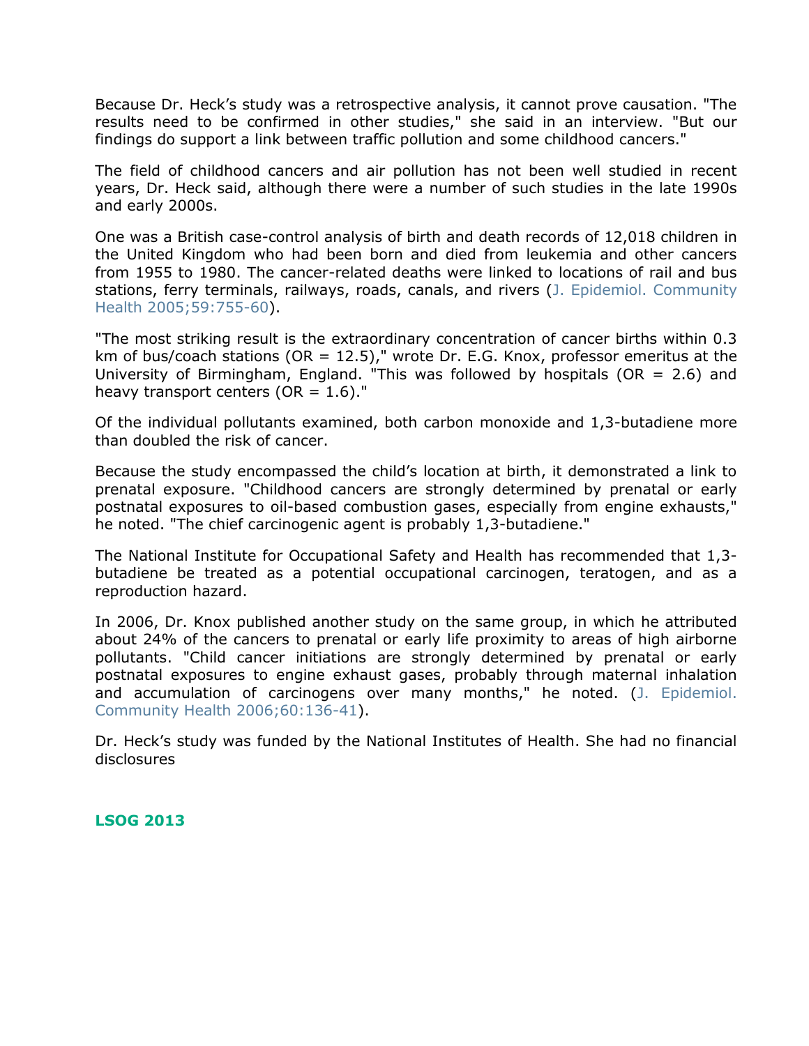Because Dr. Heck's study was a retrospective analysis, it cannot prove causation. "The results need to be confirmed in other studies," she said in an interview. "But our findings do support a link between traffic pollution and some childhood cancers."

The field of childhood cancers and air pollution has not been well studied in recent years, Dr. Heck said, although there were a number of such studies in the late 1990s and early 2000s.

One was a British case-control analysis of birth and death records of 12,018 children in the United Kingdom who had been born and died from leukemia and other cancers from 1955 to 1980. The cancer-related deaths were linked to locations of rail and bus stations, ferry terminals, railways, roads, canals, and rivers (J. Epidemiol. Community Health 2005;59:755-60).

"The most striking result is the extraordinary concentration of cancer births within 0.3 km of bus/coach stations (OR = 12.5)," wrote Dr. E.G. Knox, professor emeritus at the University of Birmingham, England. "This was followed by hospitals (OR = 2.6) and heavy transport centers (OR = 1.6)."

Of the individual pollutants examined, both carbon monoxide and 1,3-butadiene more than doubled the risk of cancer.

Because the study encompassed the child's location at birth, it demonstrated a link to prenatal exposure. "Childhood cancers are strongly determined by prenatal or early postnatal exposures to oil-based combustion gases, especially from engine exhausts," he noted. "The chief carcinogenic agent is probably 1,3-butadiene."

The National Institute for Occupational Safety and Health has recommended that 1,3-butadiene be treated as a potential occupational carcinogen, teratogen, and as a reproduction hazard.

In 2006, Dr. Knox published another study on the same group, in which he attributed about 24% of the cancers to prenatal or early life proximity to areas of high airborne pollutants. "Child cancer initiations are strongly determined by prenatal or early postnatal exposures to engine exhaust gases, probably through maternal inhalation and accumulation of carcinogens over many months," he noted. (J. Epidemiol. Community Health 2006;60:136-41).

Dr. Heck's study was funded by the National Institutes of Health. She had no financial disclosures

**LSOG 2013**